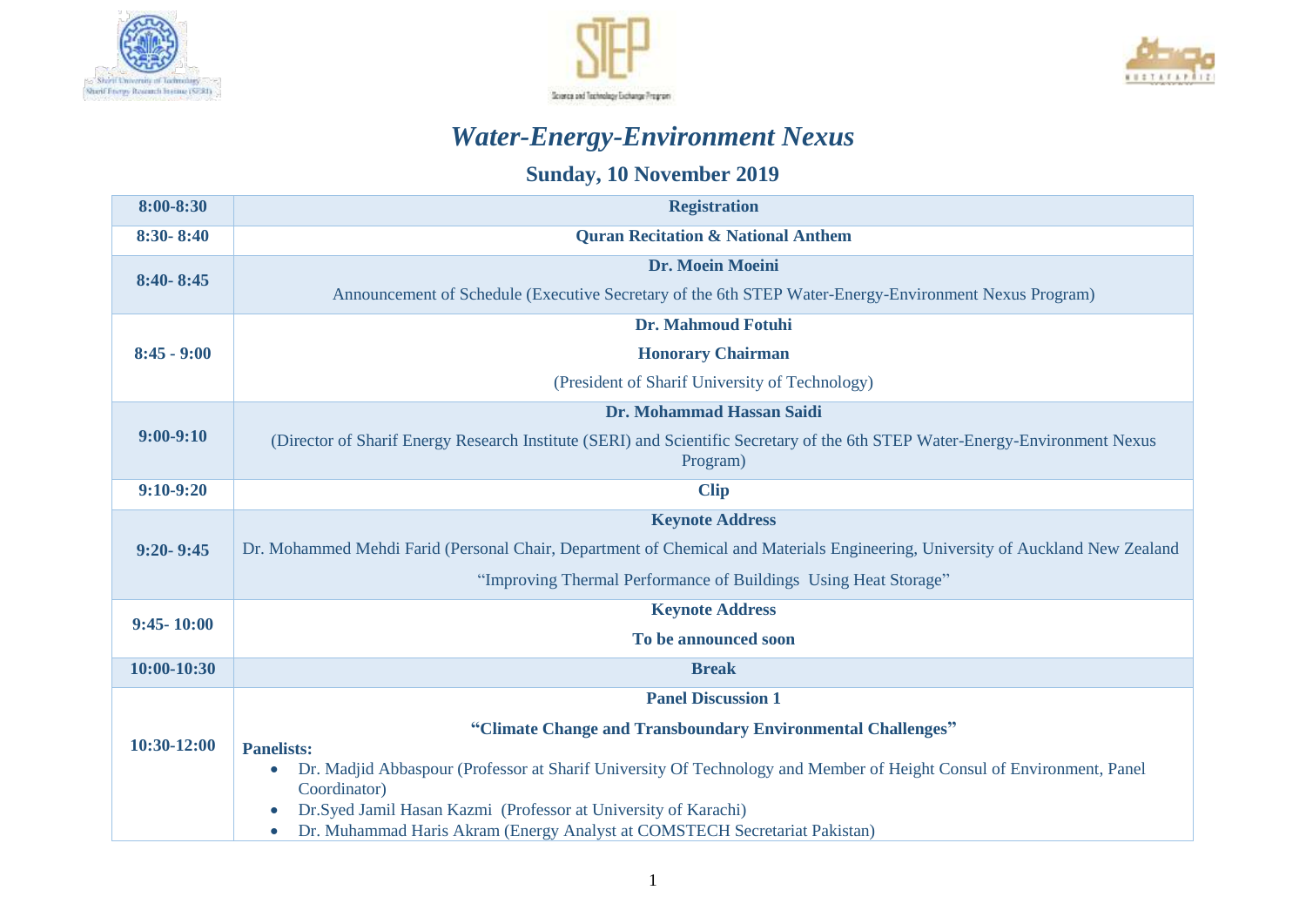# *Water-Energy-Environment Nexus*

## Sunday, 10 November 2019

| Time | Program |
|---|---|
| **8:00-8:30** | **Registration** |
| **8:30- 8:40** | **Quran Recitation & National Anthem** |
| **8:40- 8:45** | **Dr. Moein Moeini**<br>Announcement of Schedule (Executive Secretary of the 6th STEP Water-Energy-Environment Nexus Program) |
| **8:45 - 9:00** | **Dr. Mahmoud Fotuhi**<br>**Honorary Chairman**<br>(President of Sharif University of Technology) |
| **9:00-9:10** | **Dr. Mohammad Hassan Saidi**<br>(Director of Sharif Energy Research Institute (SERI) and Scientific Secretary of the 6th STEP Water-Energy-Environment Nexus Program) |
| **9:10-9:20** | **Clip** |
| **9:20- 9:45** | **Keynote Address**<br>Dr. Mohammed Mehdi Farid (Personal Chair, Department of Chemical and Materials Engineering, University of Auckland New Zealand<br>"Improving Thermal Performance of Buildings Using Heat Storage" |
| **9:45- 10:00** | **Keynote Address**<br>**To be announced soon** |
| **10:00-10:30** | **Break** |
| **10:30-12:00** | **Panel Discussion 1**<br>**"Climate Change and Transboundary Environmental Challenges"**<br>**Panelists:**<br>• Dr. Madjid Abbaspour (Professor at Sharif University Of Technology and Member of Height Consul of Environment, Panel Coordinator)<br>• Dr.Syed Jamil Hasan Kazmi (Professor at University of Karachi)<br>• Dr. Muhammad Haris Akram (Energy Analyst at COMSTECH Secretariat Pakistan) |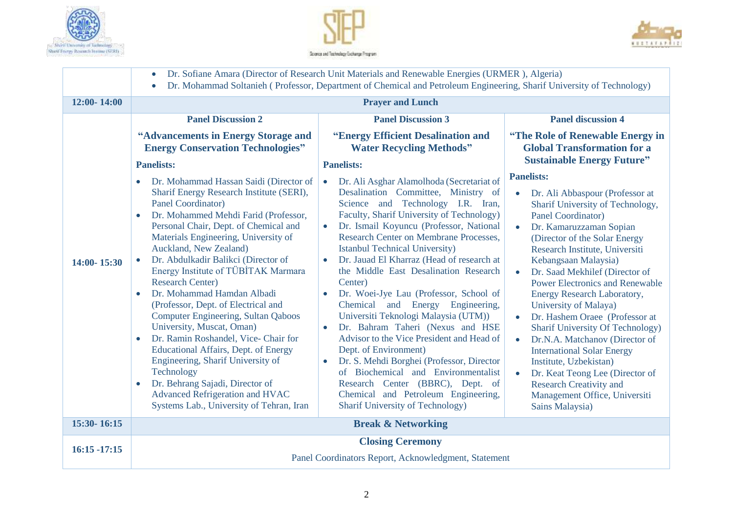| | | | |
|---|---|---|---|
| | • Dr. Sofiane Amara (Director of Research Unit Materials and Renewable Energies (URMER ), Algeria)<br>• Dr. Mohammad Soltanieh ( Professor, Department of Chemical and Petroleum Engineering, Sharif University of Technology) | | |
| **12:00- 14:00** | **Prayer and Lunch** | | |
| **14:00- 15:30** | **Panel Discussion 2**<br>**“Advancements in Energy Storage and Energy Conservation Technologies”**<br>**Panelists:**<br>• Dr. Mohammad Hassan Saidi (Director of Sharif Energy Research Institute (SERI), Panel Coordinator)<br>• Dr. Mohammed Mehdi Farid (Professor, Personal Chair, Dept. of Chemical and Materials Engineering, University of Auckland, New Zealand)<br>• Dr. Abdulkadir Balikci (Director of Energy Institute of TÜBİTAK Marmara Research Center)<br>• Dr. Mohammad Hamdan Albadi (Professor, Dept. of Electrical and Computer Engineering, Sultan Qaboos University, Muscat, Oman)<br>• Dr. Ramin Roshandel, Vice- Chair for Educational Affairs, Dept. of Energy Engineering, Sharif University of Technology<br>• Dr. Behrang Sajadi, Director of Advanced Refrigeration and HVAC Systems Lab., University of Tehran, Iran | **Panel Discussion 3**<br>**“Energy Efficient Desalination and Water Recycling Methods”**<br>**Panelists:**<br>• Dr. Ali Asghar Alamolhoda (Secretariat of Desalination Committee, Ministry of Science and Technology I.R. Iran, Faculty, Sharif University of Technology)<br>• Dr. Ismail Koyuncu (Professor, National Research Center on Membrane Processes, Istanbul Technical University)<br>• Dr. Jauad El Kharraz (Head of research at the Middle East Desalination Research Center)<br>• Dr. Woei-Jye Lau (Professor, School of Chemical and Energy Engineering, Universiti Teknologi Malaysia (UTM))<br>• Dr. Bahram Taheri (Nexus and HSE Advisor to the Vice President and Head of Dept. of Environment)<br>• Dr. S. Mehdi Borghei (Professor, Director of Biochemical and Environmentalist Research Center (BBRC), Dept. of Chemical and Petroleum Engineering, Sharif University of Technology) | **Panel discussion 4**<br>**“The Role of Renewable Energy in Global Transformation for a Sustainable Energy Future”**<br>**Panelists:**<br>• Dr. Ali Abbaspour (Professor at Sharif University of Technology, Panel Coordinator)<br>• Dr. Kamaruzzaman Sopian (Director of the Solar Energy Research Institute, Universiti Kebangsaan Malaysia)<br>• Dr. Saad Mekhilef (Director of Power Electronics and Renewable Energy Research Laboratory, University of Malaya)<br>• Dr. Hashem Oraee (Professor at Sharif University Of Technology)<br>• Dr.N.A. Matchanov (Director of International Solar Energy Institute, Uzbekistan)<br>• Dr. Keat Teong Lee (Director of Research Creativity and Management Office, Universiti Sains Malaysia) |
| **15:30- 16:15** | **Break & Networking** | | |
| **16:15 -17:15** | **Closing Ceremony**<br>Panel Coordinators Report, Acknowledgment, Statement | | |